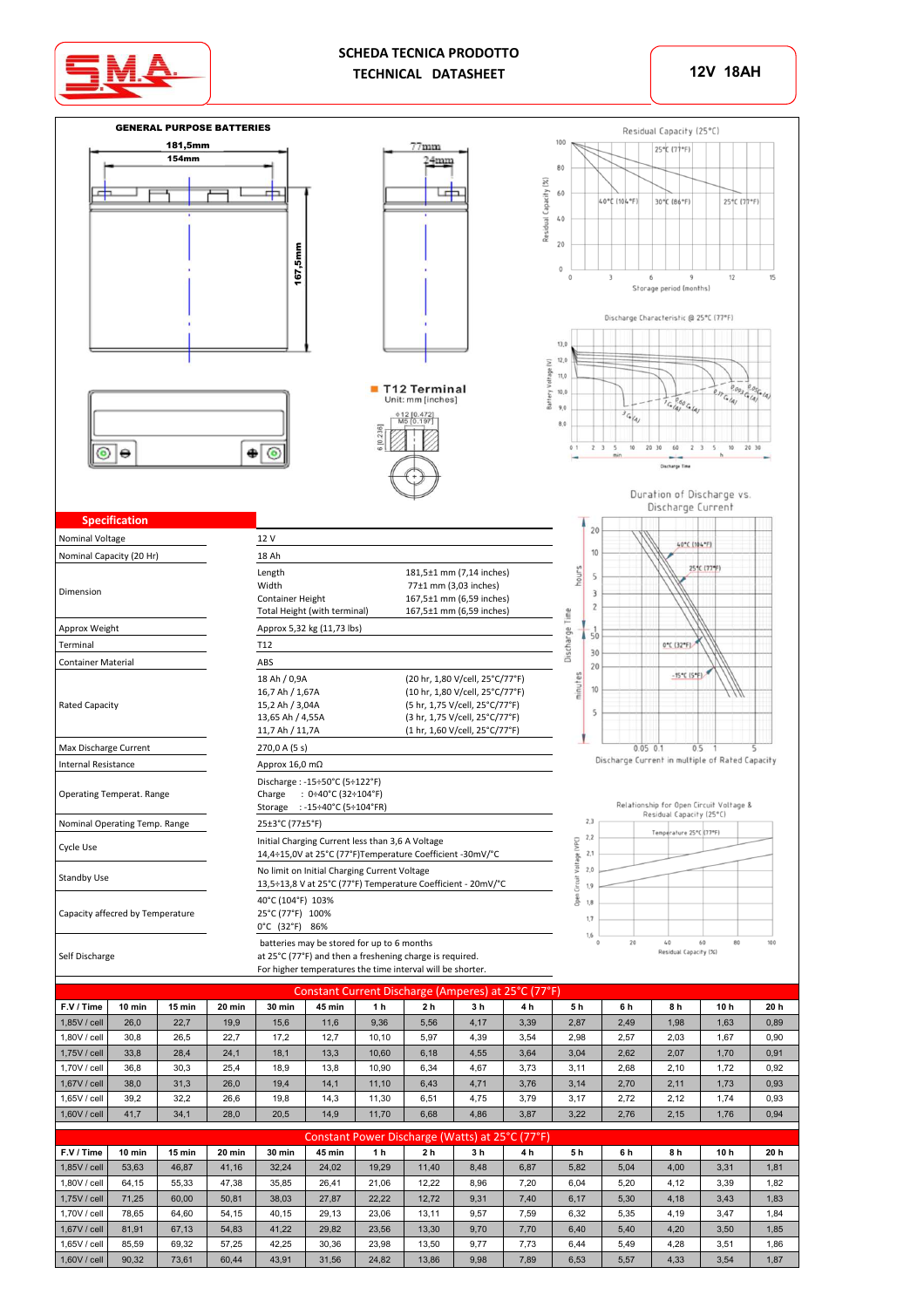# SCHEDA TECNICA PRODOTTO
# TECHNICAL DATASHEET

**12V 18AH**

**GENERAL PURPOSE BATTERIES**

181,5mm
154mm
167,5mm
77mm
24mm

**T12 Terminal**
Unit: mm [inches]

## Specification

| | |
|---|---|
| Nominal Voltage | 12 V |
| Nominal Capacity (20 Hr) | 18 Ah |
| Dimension | Length 181,5±1 mm (7,14 inches)<br>Width 77±1 mm (3,03 inches)<br>Container Height 167,5±1 mm (6,59 inches)<br>Total Height (with terminal) 167,5±1 mm (6,59 inches) |
| Approx Weight | Approx 5,32 kg (11,73 lbs) |
| Terminal | T12 |
| Container Material | ABS |
| Rated Capacity | 18 Ah / 0,9A (20 hr, 1,80 V/cell, 25°C/77°F)<br>16,7 Ah / 1,67A (10 hr, 1,80 V/cell, 25°C/77°F)<br>15,2 Ah / 3,04A (5 hr, 1,75 V/cell, 25°C/77°F)<br>13,65 Ah / 4,55A (3 hr, 1,75 V/cell, 25°C/77°F)<br>11,7 Ah / 11,7A (1 hr, 1,60 V/cell, 25°C/77°F) |
| Max Discharge Current | 270,0 A (5 s) |
| Internal Resistance | Approx 16,0 mΩ |
| Operating Temperat. Range | Discharge : -15÷50°C (5÷122°F)<br>Charge : 0÷40°C (32÷104°F)<br>Storage : -15÷40°C (5÷104°FR) |
| Nominal Operating Temp. Range | 25±3°C (77±5°F) |
| Cycle Use | Initial Charging Current less than 3,6 A Voltage<br>14,4÷15,0V at 25°C (77°F)Temperature Coefficient -30mV/°C |
| Standby Use | No limit on Initial Charging Current Voltage<br>13,5÷13,8 V at 25°C (77°F) Temperature Coefficient - 20mV/°C |
| Capacity affecred by Temperature | 40°C (104°F) 103%<br>25°C (77°F) 100%<br>0°C (32°F) 86% |
| Self Discharge | batteries may be stored for up to 6 months<br>at 25°C (77°F) and then a freshening charge is required.<br>For higher temperatures the time interval will be shorter. |

Residual Capacity (25°C)

Discharge Characteristic @ 25°C (77°F)

Duration of Discharge vs. Discharge Current

Relationship for Open Circuit Voltage & Residual Capacity (25°C)

## Constant Current Discharge (Amperes) at 25°C (77°F)

| F.V / Time | 10 min | 15 min | 20 min | 30 min | 45 min | 1 h | 2 h | 3 h | 4 h | 5 h | 6 h | 8 h | 10 h | 20 h |
|---|---|---|---|---|---|---|---|---|---|---|---|---|---|---|
| 1,85V / cell | 26,0 | 22,7 | 19,9 | 15,6 | 11,6 | 9,36 | 5,56 | 4,17 | 3,39 | 2,87 | 2,49 | 1,98 | 1,63 | 0,89 |
| 1,80V / cell | 30,8 | 26,5 | 22,7 | 17,2 | 12,7 | 10,10 | 5,97 | 4,39 | 3,54 | 2,98 | 2,57 | 2,03 | 1,67 | 0,90 |
| 1,75V / cell | 33,8 | 28,4 | 24,1 | 18,1 | 13,3 | 10,60 | 6,18 | 4,55 | 3,64 | 3,04 | 2,62 | 2,07 | 1,70 | 0,91 |
| 1,70V / cell | 36,8 | 30,3 | 25,4 | 18,9 | 13,8 | 10,90 | 6,34 | 4,67 | 3,73 | 3,11 | 2,68 | 2,10 | 1,72 | 0,92 |
| 1,67V / cell | 38,0 | 31,3 | 26,0 | 19,4 | 14,1 | 11,10 | 6,43 | 4,71 | 3,76 | 3,14 | 2,70 | 2,11 | 1,73 | 0,93 |
| 1,65V / cell | 39,2 | 32,2 | 26,6 | 19,8 | 14,3 | 11,30 | 6,51 | 4,75 | 3,79 | 3,17 | 2,72 | 2,12 | 1,74 | 0,93 |
| 1,60V / cell | 41,7 | 34,1 | 28,0 | 20,5 | 14,9 | 11,70 | 6,68 | 4,86 | 3,87 | 3,22 | 2,76 | 2,15 | 1,76 | 0,94 |

## Constant Power Discharge (Watts) at 25°C (77°F)

| F.V / Time | 10 min | 15 min | 20 min | 30 min | 45 min | 1 h | 2 h | 3 h | 4 h | 5 h | 6 h | 8 h | 10 h | 20 h |
|---|---|---|---|---|---|---|---|---|---|---|---|---|---|---|
| 1,85V / cell | 53,63 | 46,87 | 41,16 | 32,24 | 24,02 | 19,29 | 11,40 | 8,48 | 6,87 | 5,82 | 5,04 | 4,00 | 3,31 | 1,81 |
| 1,80V / cell | 64,15 | 55,33 | 47,38 | 35,85 | 26,41 | 21,06 | 12,22 | 8,96 | 7,20 | 6,04 | 5,20 | 4,12 | 3,39 | 1,82 |
| 1,75V / cell | 71,25 | 60,00 | 50,81 | 38,03 | 27,87 | 22,22 | 12,72 | 9,31 | 7,40 | 6,17 | 5,30 | 4,18 | 3,43 | 1,83 |
| 1,70V / cell | 78,65 | 64,60 | 54,15 | 40,15 | 29,13 | 23,06 | 13,11 | 9,57 | 7,59 | 6,32 | 5,35 | 4,19 | 3,47 | 1,84 |
| 1,67V / cell | 81,91 | 67,13 | 54,83 | 41,22 | 29,82 | 23,56 | 13,30 | 9,70 | 7,70 | 6,40 | 5,40 | 4,20 | 3,50 | 1,85 |
| 1,65V / cell | 85,59 | 69,32 | 57,25 | 42,25 | 30,36 | 23,98 | 13,50 | 9,77 | 7,73 | 6,44 | 5,49 | 4,28 | 3,51 | 1,86 |
| 1,60V / cell | 90,32 | 73,61 | 60,44 | 43,91 | 31,56 | 24,82 | 13,86 | 9,98 | 7,89 | 6,53 | 5,57 | 4,33 | 3,54 | 1,87 |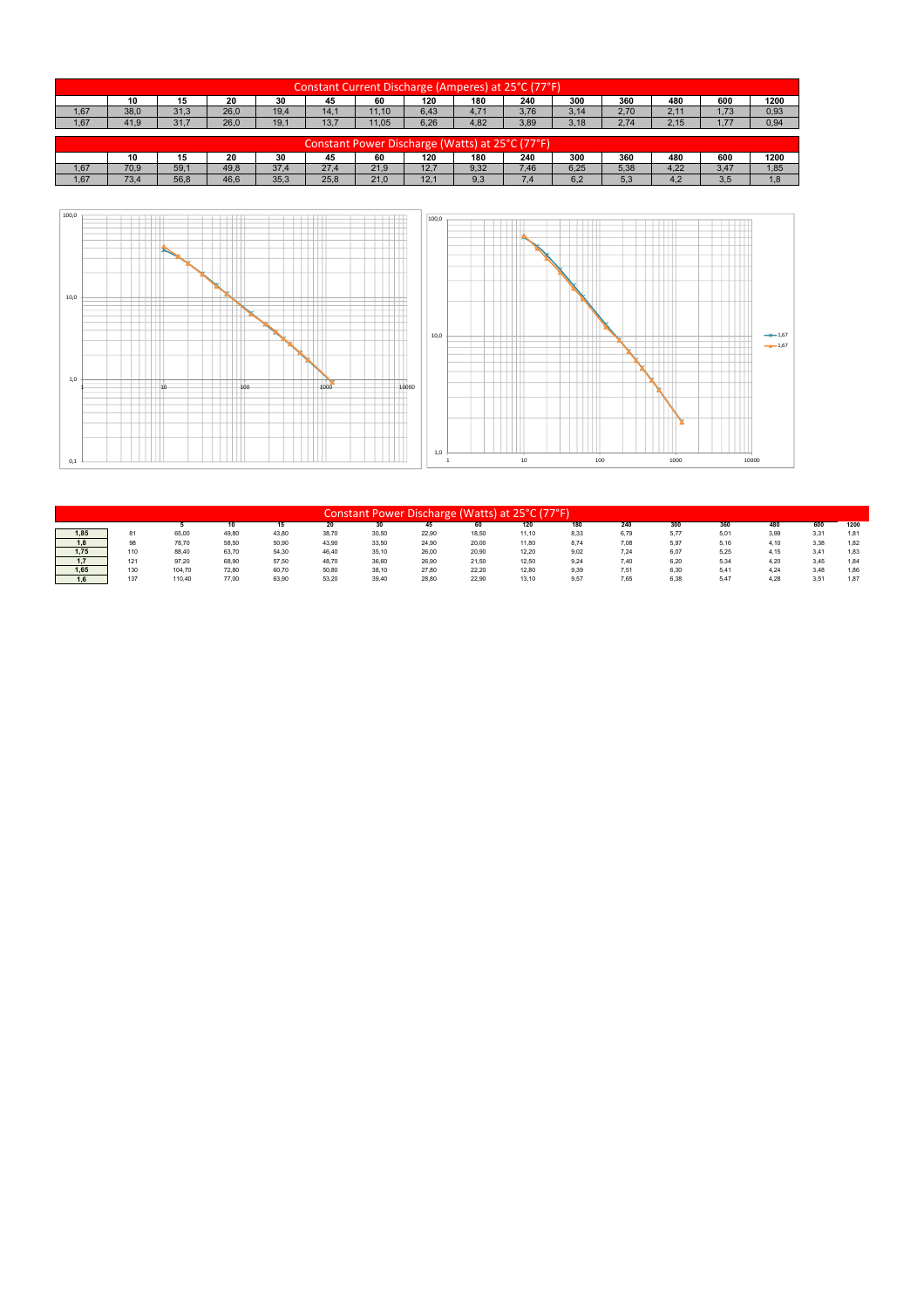| Constant Current Discharge (Amperes) at 25°C (77°F) | | | | | | | | | | | | | | |
|---|---|---|---|---|---|---|---|---|---|---|---|---|---|---|
| | **10** | **15** | **20** | **30** | **45** | **60** | **120** | **180** | **240** | **300** | **360** | **480** | **600** | **1200** |
| 1,67 | 38,0 | 31,3 | 26,0 | 19,4 | 14,1 | 11,10 | 6,43 | 4,71 | 3,76 | 3,14 | 2,70 | 2,11 | 1,73 | 0,93 |
| 1,67 | 41,9 | 31,7 | 26,0 | 19,1 | 13,7 | 11,05 | 6,26 | 4,82 | 3,89 | 3,18 | 2,74 | 2,15 | 1,77 | 0,94 |

| Constant Power Discharge (Watts) at 25°C (77°F) | | | | | | | | | | | | | | |
|---|---|---|---|---|---|---|---|---|---|---|---|---|---|---|
| | **10** | **15** | **20** | **30** | **45** | **60** | **120** | **180** | **240** | **300** | **360** | **480** | **600** | **1200** |
| 1,67 | 70,9 | 59,1 | 49,8 | 37,4 | 27,4 | 21,9 | 12,7 | 9,32 | 7,46 | 6,25 | 5,38 | 4,22 | 3,47 | 1,85 |
| 1,67 | 73,4 | 56,8 | 46,6 | 35,3 | 25,8 | 21,0 | 12,1 | 9,3 | 7,4 | 6,2 | 5,3 | 4,2 | 3,5 | 1,8 |

100,0
10,0
1,0
0,1
1
10
100
1000
10000

100,0
10,0
1,0
1
10
100
1000
10000
1,67
1,67

| Constant Power Discharge (Watts) at 25°C (77°F) | | | | | | | | | | | | | | | | |
|---|---|---|---|---|---|---|---|---|---|---|---|---|---|---|---|---|
| | | **5** | **10** | **15** | **20** | **30** | **45** | **60** | **120** | **180** | **240** | **300** | **360** | **480** | **600** | **1200** |
| **1,85** | 81 | 65,00 | 49,80 | 43,80 | 38,70 | 30,50 | 22,90 | 18,50 | 11,10 | 8,33 | 6,79 | 5,77 | 5,01 | 3,99 | 3,31 | 1,81 |
| **1,8** | 98 | 78,70 | 58,50 | 50,90 | 43,90 | 33,50 | 24,90 | 20,00 | 11,80 | 8,74 | 7,08 | 5,97 | 5,16 | 4,10 | 3,38 | 1,82 |
| **1,75** | 110 | 88,40 | 63,70 | 54,30 | 46,40 | 35,10 | 26,00 | 20,90 | 12,20 | 9,02 | 7,24 | 6,07 | 5,25 | 4,15 | 3,41 | 1,83 |
| **1,7** | 121 | 97,20 | 68,90 | 57,50 | 48,70 | 36,60 | 26,90 | 21,50 | 12,50 | 9,24 | 7,40 | 6,20 | 5,34 | 4,20 | 3,45 | 1,84 |
| **1,65** | 130 | 104,70 | 72,80 | 60,70 | 50,80 | 38,10 | 27,80 | 22,20 | 12,80 | 9,39 | 7,51 | 6,30 | 5,41 | 4,24 | 3,48 | 1,86 |
| **1,6** | 137 | 110,40 | 77,00 | 63,90 | 53,20 | 39,40 | 28,80 | 22,90 | 13,10 | 9,57 | 7,65 | 6,38 | 5,47 | 4,28 | 3,51 | 1,87 |